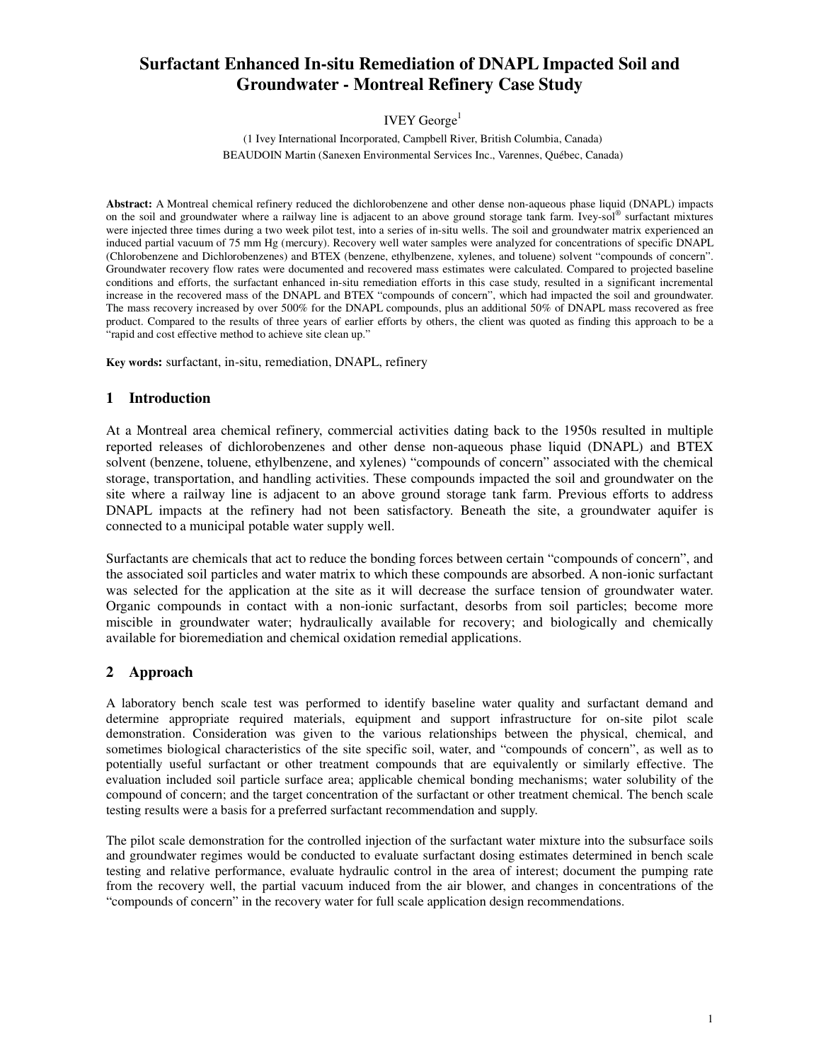# Surfactant Enhanced In-situ Remediation of DNAPL Impacted Soil and Groundwater - Montreal Refinery Case Study

IVEY George[1]

(1 Ivey International Incorporated, Campbell River, British Columbia, Canada)
BEAUDOIN Martin (Sanexen Environmental Services Inc., Varennes, Québec, Canada)

**Abstract:** A Montreal chemical refinery reduced the dichlorobenzene and other dense non-aqueous phase liquid (DNAPL) impacts on the soil and groundwater where a railway line is adjacent to an above ground storage tank farm. Ivey-sol® surfactant mixtures were injected three times during a two week pilot test, into a series of in-situ wells. The soil and groundwater matrix experienced an induced partial vacuum of 75 mm Hg (mercury). Recovery well water samples were analyzed for concentrations of specific DNAPL (Chlorobenzene and Dichlorobenzenes) and BTEX (benzene, ethylbenzene, xylenes, and toluene) solvent "compounds of concern". Groundwater recovery flow rates were documented and recovered mass estimates were calculated. Compared to projected baseline conditions and efforts, the surfactant enhanced in-situ remediation efforts in this case study, resulted in a significant incremental increase in the recovered mass of the DNAPL and BTEX "compounds of concern", which had impacted the soil and groundwater. The mass recovery increased by over 500% for the DNAPL compounds, plus an additional 50% of DNAPL mass recovered as free product. Compared to the results of three years of earlier efforts by others, the client was quoted as finding this approach to be a "rapid and cost effective method to achieve site clean up."

**Key words:** surfactant, in-situ, remediation, DNAPL, refinery

## 1 Introduction

At a Montreal area chemical refinery, commercial activities dating back to the 1950s resulted in multiple reported releases of dichlorobenzenes and other dense non-aqueous phase liquid (DNAPL) and BTEX solvent (benzene, toluene, ethylbenzene, and xylenes) "compounds of concern" associated with the chemical storage, transportation, and handling activities. These compounds impacted the soil and groundwater on the site where a railway line is adjacent to an above ground storage tank farm. Previous efforts to address DNAPL impacts at the refinery had not been satisfactory. Beneath the site, a groundwater aquifer is connected to a municipal potable water supply well.

Surfactants are chemicals that act to reduce the bonding forces between certain "compounds of concern", and the associated soil particles and water matrix to which these compounds are absorbed. A non-ionic surfactant was selected for the application at the site as it will decrease the surface tension of groundwater water. Organic compounds in contact with a non-ionic surfactant, desorbs from soil particles; become more miscible in groundwater water; hydraulically available for recovery; and biologically and chemically available for bioremediation and chemical oxidation remedial applications.

## 2 Approach

A laboratory bench scale test was performed to identify baseline water quality and surfactant demand and determine appropriate required materials, equipment and support infrastructure for on-site pilot scale demonstration. Consideration was given to the various relationships between the physical, chemical, and sometimes biological characteristics of the site specific soil, water, and "compounds of concern", as well as to potentially useful surfactant or other treatment compounds that are equivalently or similarly effective. The evaluation included soil particle surface area; applicable chemical bonding mechanisms; water solubility of the compound of concern; and the target concentration of the surfactant or other treatment chemical. The bench scale testing results were a basis for a preferred surfactant recommendation and supply.

The pilot scale demonstration for the controlled injection of the surfactant water mixture into the subsurface soils and groundwater regimes would be conducted to evaluate surfactant dosing estimates determined in bench scale testing and relative performance, evaluate hydraulic control in the area of interest; document the pumping rate from the recovery well, the partial vacuum induced from the air blower, and changes in concentrations of the "compounds of concern" in the recovery water for full scale application design recommendations.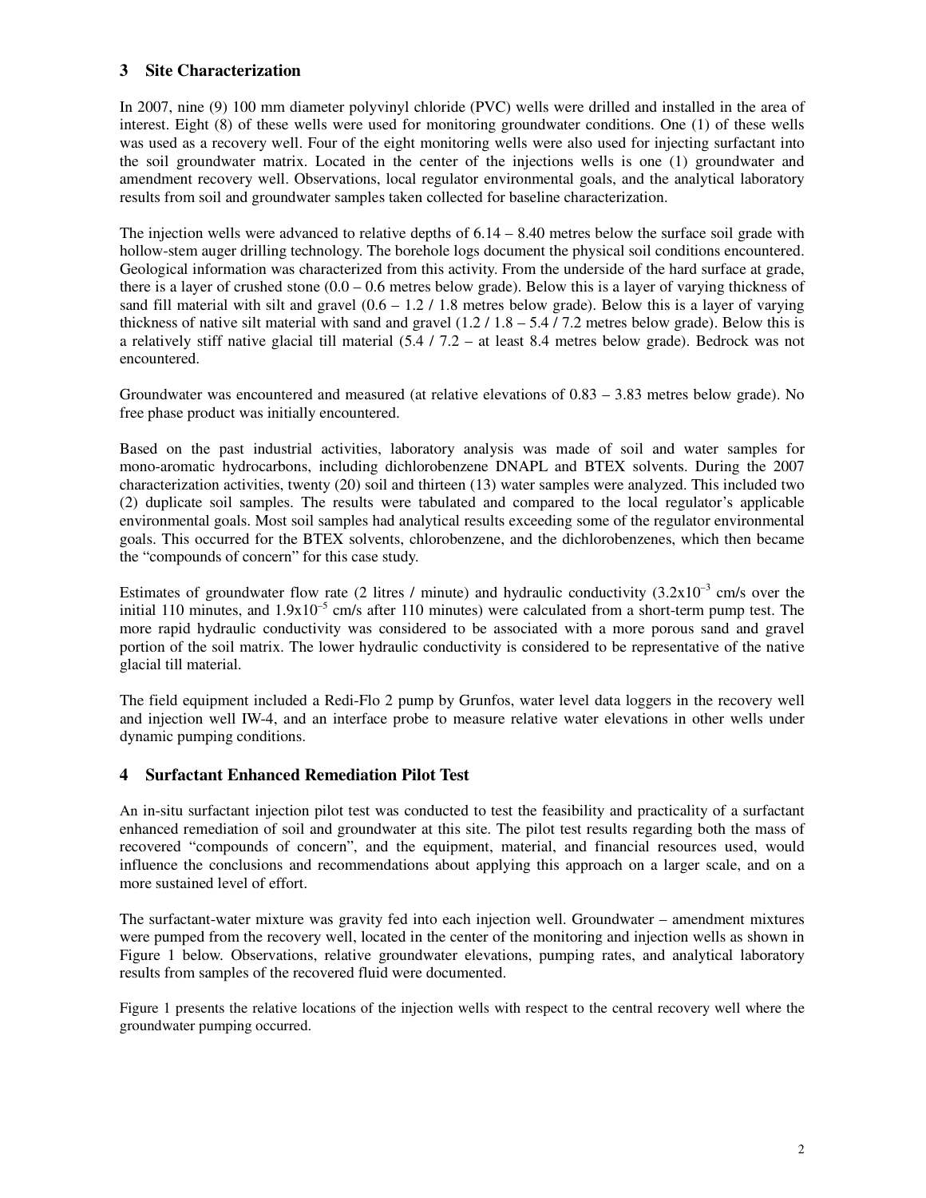## 3 Site Characterization

In 2007, nine (9) 100 mm diameter polyvinyl chloride (PVC) wells were drilled and installed in the area of interest. Eight (8) of these wells were used for monitoring groundwater conditions. One (1) of these wells was used as a recovery well. Four of the eight monitoring wells were also used for injecting surfactant into the soil groundwater matrix. Located in the center of the injections wells is one (1) groundwater and amendment recovery well. Observations, local regulator environmental goals, and the analytical laboratory results from soil and groundwater samples taken collected for baseline characterization.

The injection wells were advanced to relative depths of 6.14 – 8.40 metres below the surface soil grade with hollow-stem auger drilling technology. The borehole logs document the physical soil conditions encountered. Geological information was characterized from this activity. From the underside of the hard surface at grade, there is a layer of crushed stone (0.0 – 0.6 metres below grade). Below this is a layer of varying thickness of sand fill material with silt and gravel (0.6 – 1.2 / 1.8 metres below grade). Below this is a layer of varying thickness of native silt material with sand and gravel (1.2 / 1.8 – 5.4 / 7.2 metres below grade). Below this is a relatively stiff native glacial till material (5.4 / 7.2 – at least 8.4 metres below grade). Bedrock was not encountered.

Groundwater was encountered and measured (at relative elevations of 0.83 – 3.83 metres below grade). No free phase product was initially encountered.

Based on the past industrial activities, laboratory analysis was made of soil and water samples for mono-aromatic hydrocarbons, including dichlorobenzene DNAPL and BTEX solvents. During the 2007 characterization activities, twenty (20) soil and thirteen (13) water samples were analyzed. This included two (2) duplicate soil samples. The results were tabulated and compared to the local regulator's applicable environmental goals. Most soil samples had analytical results exceeding some of the regulator environmental goals. This occurred for the BTEX solvents, chlorobenzene, and the dichlorobenzenes, which then became the "compounds of concern" for this case study.

Estimates of groundwater flow rate (2 litres / minute) and hydraulic conductivity ($3.2 \times 10^{-3}$ cm/s over the initial 110 minutes, and $1.9 \times 10^{-5}$ cm/s after 110 minutes) were calculated from a short-term pump test. The more rapid hydraulic conductivity was considered to be associated with a more porous sand and gravel portion of the soil matrix. The lower hydraulic conductivity is considered to be representative of the native glacial till material.

The field equipment included a Redi-Flo 2 pump by Grunfos, water level data loggers in the recovery well and injection well IW-4, and an interface probe to measure relative water elevations in other wells under dynamic pumping conditions.

## 4 Surfactant Enhanced Remediation Pilot Test

An in-situ surfactant injection pilot test was conducted to test the feasibility and practicality of a surfactant enhanced remediation of soil and groundwater at this site. The pilot test results regarding both the mass of recovered "compounds of concern", and the equipment, material, and financial resources used, would influence the conclusions and recommendations about applying this approach on a larger scale, and on a more sustained level of effort.

The surfactant-water mixture was gravity fed into each injection well. Groundwater – amendment mixtures were pumped from the recovery well, located in the center of the monitoring and injection wells as shown in Figure 1 below. Observations, relative groundwater elevations, pumping rates, and analytical laboratory results from samples of the recovered fluid were documented.

Figure 1 presents the relative locations of the injection wells with respect to the central recovery well where the groundwater pumping occurred.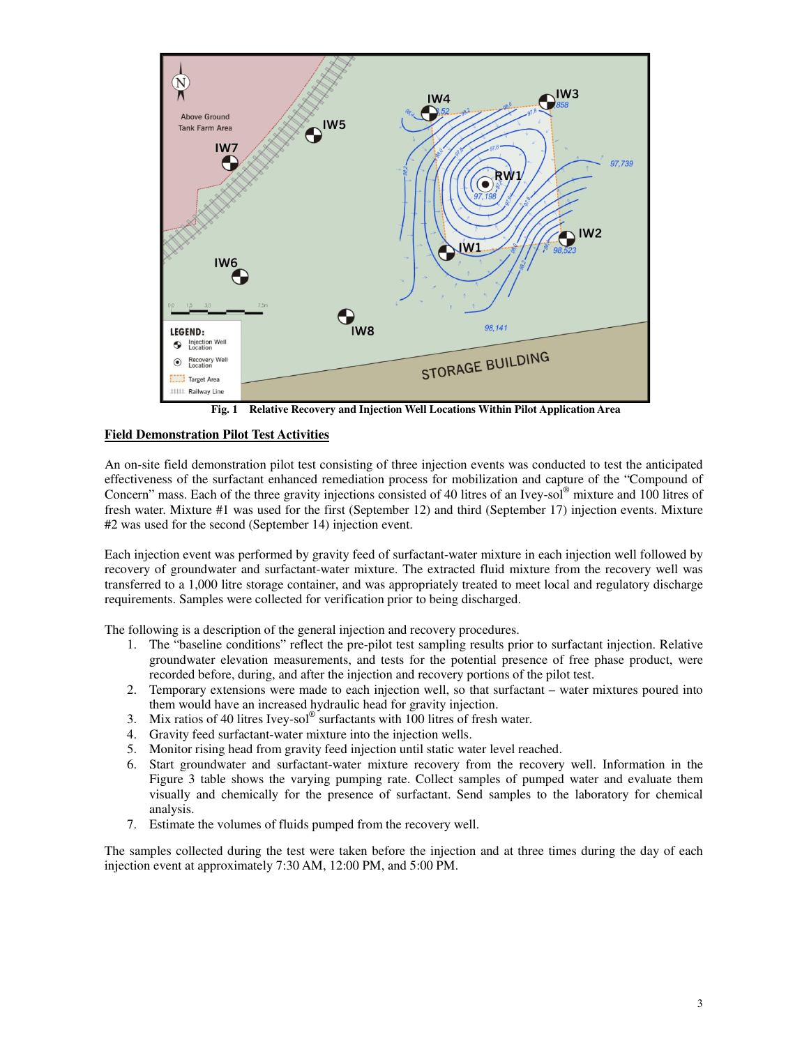N

Above Ground Tank Farm Area

IW7

IW5

IW4

IW3

RW1

IW2

IW1

IW6

IW8

97,739

97,198

98,523

98,141

858

52

STORAGE BUILDING

0.0 1.5 3.0 7.5m

LEGEND:

Injection Well Location

Recovery Well Location

Target Area

Railway Line

**Fig. 1 Relative Recovery and Injection Well Locations Within Pilot Application Area**

## Field Demonstration Pilot Test Activities

An on-site field demonstration pilot test consisting of three injection events was conducted to test the anticipated effectiveness of the surfactant enhanced remediation process for mobilization and capture of the "Compound of Concern" mass. Each of the three gravity injections consisted of 40 litres of an Ivey-sol® mixture and 100 litres of fresh water. Mixture #1 was used for the first (September 12) and third (September 17) injection events. Mixture #2 was used for the second (September 14) injection event.

Each injection event was performed by gravity feed of surfactant-water mixture in each injection well followed by recovery of groundwater and surfactant-water mixture. The extracted fluid mixture from the recovery well was transferred to a 1,000 litre storage container, and was appropriately treated to meet local and regulatory discharge requirements. Samples were collected for verification prior to being discharged.

The following is a description of the general injection and recovery procedures.

1. The "baseline conditions" reflect the pre-pilot test sampling results prior to surfactant injection. Relative groundwater elevation measurements, and tests for the potential presence of free phase product, were recorded before, during, and after the injection and recovery portions of the pilot test.
2. Temporary extensions were made to each injection well, so that surfactant – water mixtures poured into them would have an increased hydraulic head for gravity injection.
3. Mix ratios of 40 litres Ivey-sol® surfactants with 100 litres of fresh water.
4. Gravity feed surfactant-water mixture into the injection wells.
5. Monitor rising head from gravity feed injection until static water level reached.
6. Start groundwater and surfactant-water mixture recovery from the recovery well. Information in the Figure 3 table shows the varying pumping rate. Collect samples of pumped water and evaluate them visually and chemically for the presence of surfactant. Send samples to the laboratory for chemical analysis.
7. Estimate the volumes of fluids pumped from the recovery well.

The samples collected during the test were taken before the injection and at three times during the day of each injection event at approximately 7:30 AM, 12:00 PM, and 5:00 PM.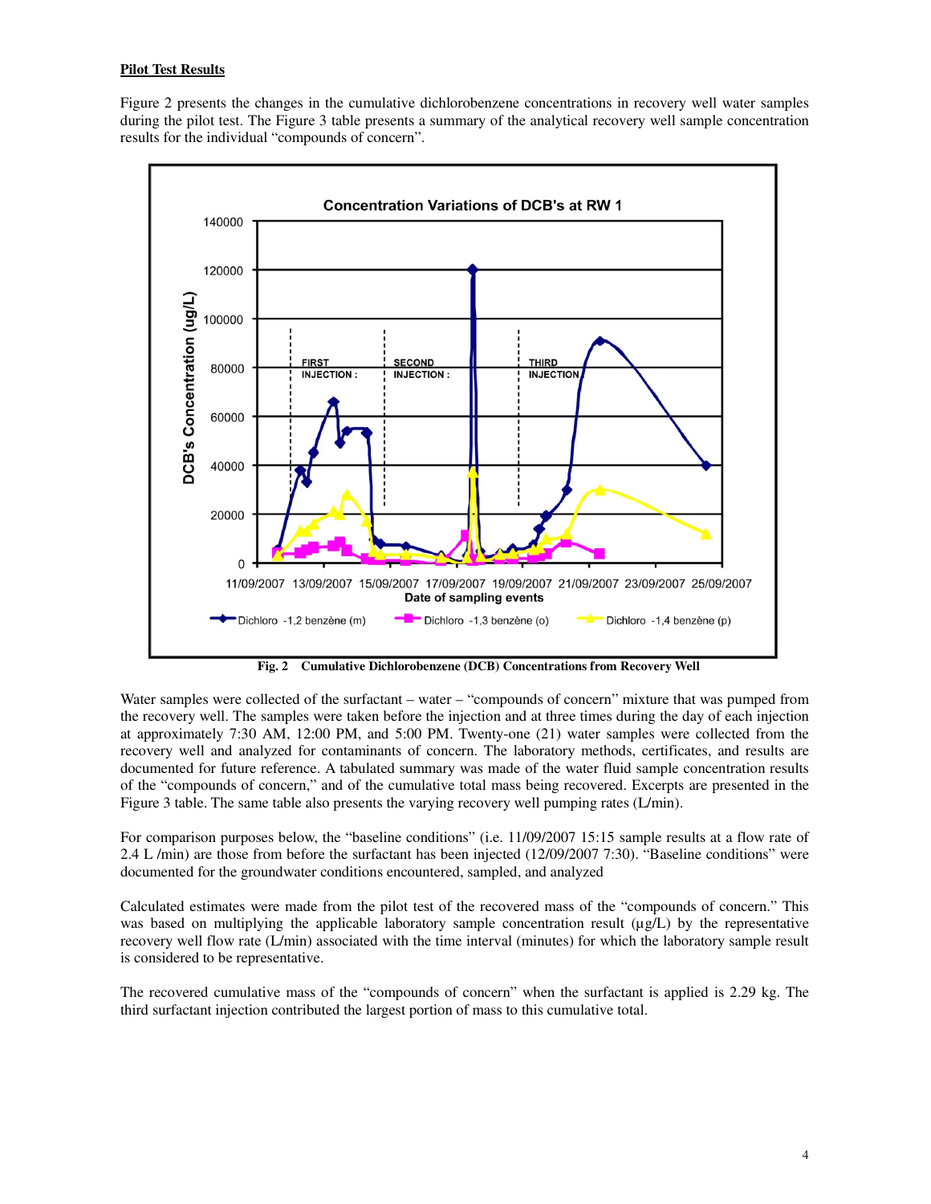**Pilot Test Results**

Figure 2 presents the changes in the cumulative dichlorobenzene concentrations in recovery well water samples during the pilot test. The Figure 3 table presents a summary of the analytical recovery well sample concentration results for the individual "compounds of concern".

Concentration Variations of DCB's at RW 1

DCB's Concentration (ug/L)

140000
120000
100000
80000
60000
40000
20000
0

FIRST INJECTION :
SECOND INJECTION :
THIRD INJECTION

11/09/2007 13/09/2007 15/09/2007 17/09/2007 19/09/2007 21/09/2007 23/09/2007 25/09/2007

Date of sampling events

Dichloro -1,2 benzène (m)
Dichloro -1,3 benzène (o)
Dichloro -1,4 benzène (p)

**Fig. 2 Cumulative Dichlorobenzene (DCB) Concentrations from Recovery Well**

Water samples were collected of the surfactant – water – "compounds of concern" mixture that was pumped from the recovery well. The samples were taken before the injection and at three times during the day of each injection at approximately 7:30 AM, 12:00 PM, and 5:00 PM. Twenty-one (21) water samples were collected from the recovery well and analyzed for contaminants of concern. The laboratory methods, certificates, and results are documented for future reference. A tabulated summary was made of the water fluid sample concentration results of the "compounds of concern," and of the cumulative total mass being recovered. Excerpts are presented in the Figure 3 table. The same table also presents the varying recovery well pumping rates (L/min).

For comparison purposes below, the "baseline conditions" (i.e. 11/09/2007 15:15 sample results at a flow rate of 2.4 L /min) are those from before the surfactant has been injected (12/09/2007 7:30). "Baseline conditions" were documented for the groundwater conditions encountered, sampled, and analyzed

Calculated estimates were made from the pilot test of the recovered mass of the "compounds of concern." This was based on multiplying the applicable laboratory sample concentration result (µg/L) by the representative recovery well flow rate (L/min) associated with the time interval (minutes) for which the laboratory sample result is considered to be representative.

The recovered cumulative mass of the "compounds of concern" when the surfactant is applied is 2.29 kg. The third surfactant injection contributed the largest portion of mass to this cumulative total.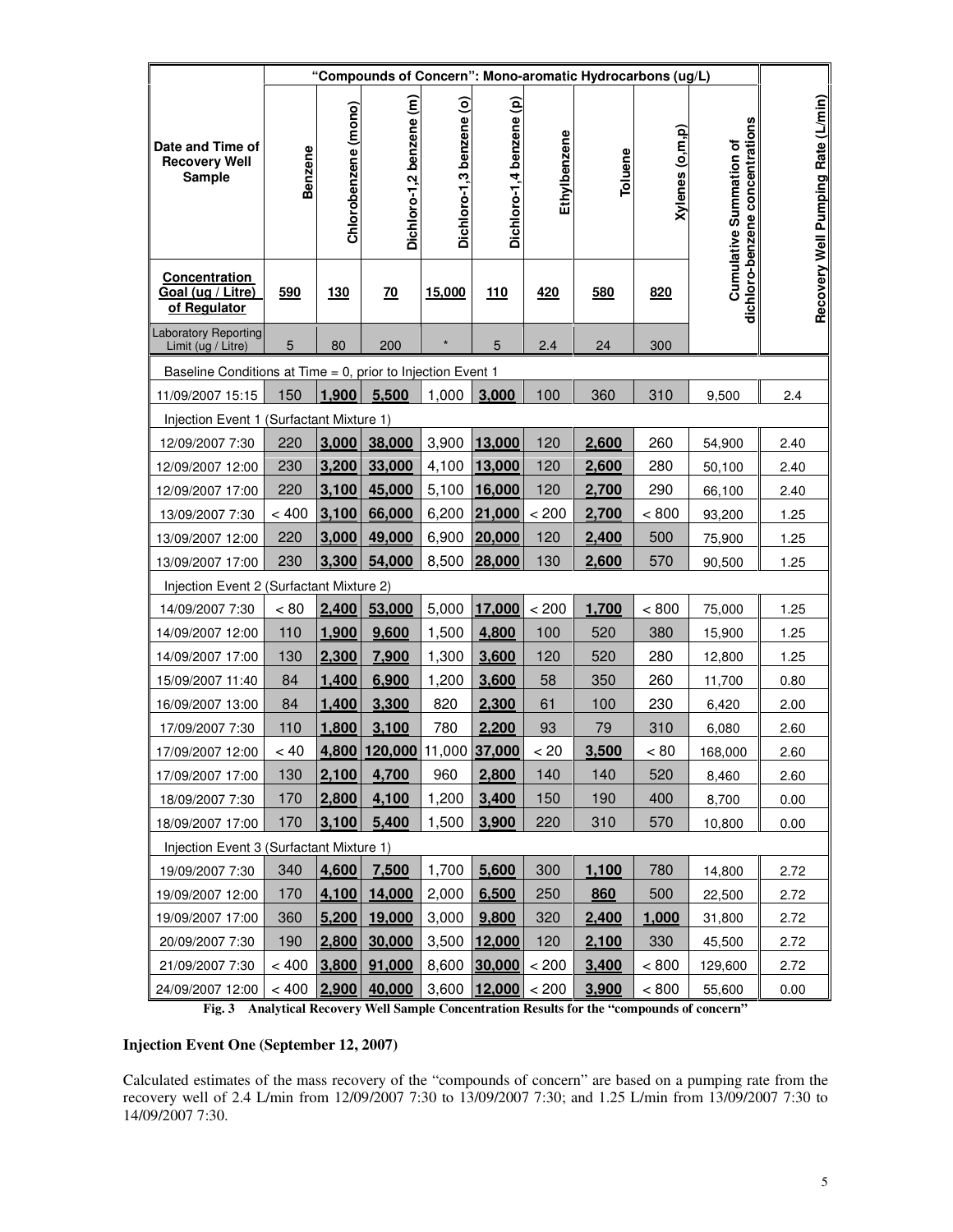| Date and Time of Recovery Well Sample | "Compounds of Concern": Mono-aromatic Hydrocarbons (ug/L) | | | | | | | | Cumulative Summation of dichloro-benzene concentrations | Recovery Well Pumping Rate (L/min) |
|---|---|---|---|---|---|---|---|---|---|---|
| | Benzene | Chlorobenzene (mono) | Dichloro-1,2 benzene (m) | Dichloro-1,3 benzene (o) | Dichloro-1,4 benzene (p) | Ethylbenzene | Toluene | Xylenes (o,m,p) | | |
| **Concentration Goal (ug / Litre) of Regulator** | **590** | **130** | **70** | **15,000** | **110** | **420** | **580** | **820** | | |
| Laboratory Reporting Limit (ug / Litre) | 5 | 80 | 200 | * | 5 | 2.4 | 24 | 300 | | |
| Baseline Conditions at Time = 0, prior to Injection Event 1 | | | | | | | | | | |
| 11/09/2007 15:15 | 150 | **1,900** | **5,500** | 1,000 | **3,000** | 100 | 360 | 310 | 9,500 | 2.4 |
| Injection Event 1 (Surfactant Mixture 1) | | | | | | | | | | |
| 12/09/2007 7:30 | 220 | **3,000** | **38,000** | 3,900 | **13,000** | 120 | **2,600** | 260 | 54,900 | 2.40 |
| 12/09/2007 12:00 | 230 | **3,200** | **33,000** | 4,100 | **13,000** | 120 | **2,600** | 280 | 50,100 | 2.40 |
| 12/09/2007 17:00 | 220 | **3,100** | **45,000** | 5,100 | **16,000** | 120 | **2,700** | 290 | 66,100 | 2.40 |
| 13/09/2007 7:30 | < 400 | **3,100** | **66,000** | 6,200 | **21,000** | < 200 | **2,700** | < 800 | 93,200 | 1.25 |
| 13/09/2007 12:00 | 220 | **3,000** | **49,000** | 6,900 | **20,000** | 120 | **2,400** | 500 | 75,900 | 1.25 |
| 13/09/2007 17:00 | 230 | **3,300** | **54,000** | 8,500 | **28,000** | 130 | **2,600** | 570 | 90,500 | 1.25 |
| Injection Event 2 (Surfactant Mixture 2) | | | | | | | | | | |
| 14/09/2007 7:30 | < 80 | **2,400** | **53,000** | 5,000 | **17,000** | < 200 | **1,700** | < 800 | 75,000 | 1.25 |
| 14/09/2007 12:00 | 110 | **1,900** | **9,600** | 1,500 | **4,800** | 100 | 520 | 380 | 15,900 | 1.25 |
| 14/09/2007 17:00 | 130 | **2,300** | **7,900** | 1,300 | **3,600** | 120 | 520 | 280 | 12,800 | 1.25 |
| 15/09/2007 11:40 | 84 | **1,400** | **6,900** | 1,200 | **3,600** | 58 | 350 | 260 | 11,700 | 0.80 |
| 16/09/2007 13:00 | 84 | **1,400** | **3,300** | 820 | **2,300** | 61 | 100 | 230 | 6,420 | 2.00 |
| 17/09/2007 7:30 | 110 | **1,800** | **3,100** | 780 | **2,200** | 93 | 79 | 310 | 6,080 | 2.60 |
| 17/09/2007 12:00 | < 40 | **4,800** | **120,000** | 11,000 | **37,000** | < 20 | **3,500** | < 80 | 168,000 | 2.60 |
| 17/09/2007 17:00 | 130 | **2,100** | **4,700** | 960 | **2,800** | 140 | 140 | 520 | 8,460 | 2.60 |
| 18/09/2007 7:30 | 170 | **2,800** | **4,100** | 1,200 | **3,400** | 150 | 190 | 400 | 8,700 | 0.00 |
| 18/09/2007 17:00 | 170 | **3,100** | **5,400** | 1,500 | **3,900** | 220 | 310 | 570 | 10,800 | 0.00 |
| Injection Event 3 (Surfactant Mixture 1) | | | | | | | | | | |
| 19/09/2007 7:30 | 340 | **4,600** | **7,500** | 1,700 | **5,600** | 300 | **1,100** | 780 | 14,800 | 2.72 |
| 19/09/2007 12:00 | 170 | **4,100** | **14,000** | 2,000 | **6,500** | 250 | **860** | 500 | 22,500 | 2.72 |
| 19/09/2007 17:00 | 360 | **5,200** | **19,000** | 3,000 | **9,800** | 320 | **2,400** | **1,000** | 31,800 | 2.72 |
| 20/09/2007 7:30 | 190 | **2,800** | **30,000** | 3,500 | **12,000** | 120 | **2,100** | 330 | 45,500 | 2.72 |
| 21/09/2007 7:30 | < 400 | **3,800** | **91,000** | 8,600 | **30,000** | < 200 | **3,400** | < 800 | 129,600 | 2.72 |
| 24/09/2007 12:00 | < 400 | **2,900** | **40,000** | 3,600 | **12,000** | < 200 | **3,900** | < 800 | 55,600 | 0.00 |

**Fig. 3 Analytical Recovery Well Sample Concentration Results for the "compounds of concern"**

### Injection Event One (September 12, 2007)

Calculated estimates of the mass recovery of the "compounds of concern" are based on a pumping rate from the recovery well of 2.4 L/min from 12/09/2007 7:30 to 13/09/2007 7:30; and 1.25 L/min from 13/09/2007 7:30 to 14/09/2007 7:30.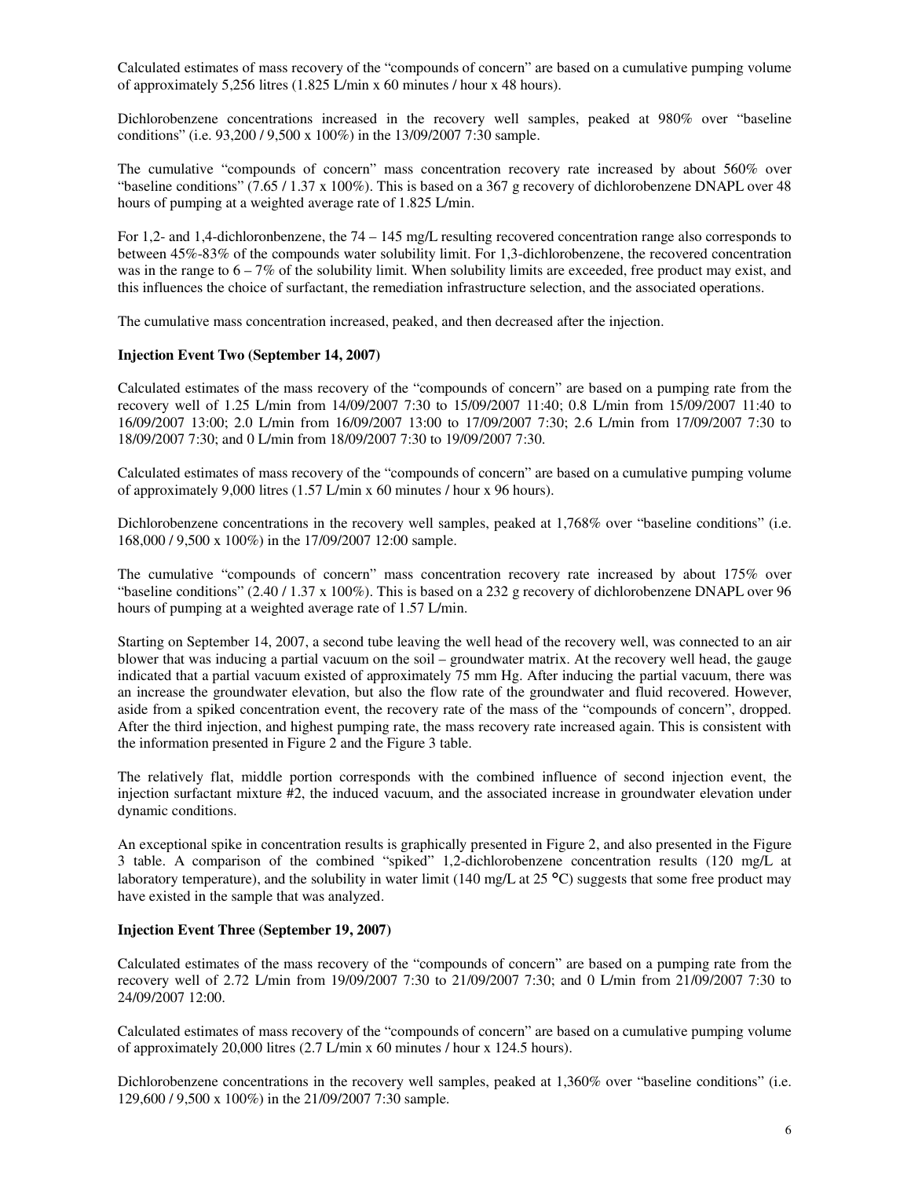Calculated estimates of mass recovery of the "compounds of concern" are based on a cumulative pumping volume of approximately 5,256 litres (1.825 L/min x 60 minutes / hour x 48 hours).

Dichlorobenzene concentrations increased in the recovery well samples, peaked at 980% over "baseline conditions" (i.e. 93,200 / 9,500 x 100%) in the 13/09/2007 7:30 sample.

The cumulative "compounds of concern" mass concentration recovery rate increased by about 560% over "baseline conditions" (7.65 / 1.37 x 100%). This is based on a 367 g recovery of dichlorobenzene DNAPL over 48 hours of pumping at a weighted average rate of 1.825 L/min.

For 1,2- and 1,4-dichloronbenzene, the 74 – 145 mg/L resulting recovered concentration range also corresponds to between 45%-83% of the compounds water solubility limit. For 1,3-dichlorobenzene, the recovered concentration was in the range to 6 – 7% of the solubility limit. When solubility limits are exceeded, free product may exist, and this influences the choice of surfactant, the remediation infrastructure selection, and the associated operations.

The cumulative mass concentration increased, peaked, and then decreased after the injection.

**Injection Event Two (September 14, 2007)**

Calculated estimates of the mass recovery of the "compounds of concern" are based on a pumping rate from the recovery well of 1.25 L/min from 14/09/2007 7:30 to 15/09/2007 11:40; 0.8 L/min from 15/09/2007 11:40 to 16/09/2007 13:00; 2.0 L/min from 16/09/2007 13:00 to 17/09/2007 7:30; 2.6 L/min from 17/09/2007 7:30 to 18/09/2007 7:30; and 0 L/min from 18/09/2007 7:30 to 19/09/2007 7:30.

Calculated estimates of mass recovery of the "compounds of concern" are based on a cumulative pumping volume of approximately 9,000 litres (1.57 L/min x 60 minutes / hour x 96 hours).

Dichlorobenzene concentrations in the recovery well samples, peaked at 1,768% over "baseline conditions" (i.e. 168,000 / 9,500 x 100%) in the 17/09/2007 12:00 sample.

The cumulative "compounds of concern" mass concentration recovery rate increased by about 175% over "baseline conditions" (2.40 / 1.37 x 100%). This is based on a 232 g recovery of dichlorobenzene DNAPL over 96 hours of pumping at a weighted average rate of 1.57 L/min.

Starting on September 14, 2007, a second tube leaving the well head of the recovery well, was connected to an air blower that was inducing a partial vacuum on the soil – groundwater matrix. At the recovery well head, the gauge indicated that a partial vacuum existed of approximately 75 mm Hg. After inducing the partial vacuum, there was an increase the groundwater elevation, but also the flow rate of the groundwater and fluid recovered. However, aside from a spiked concentration event, the recovery rate of the mass of the "compounds of concern", dropped. After the third injection, and highest pumping rate, the mass recovery rate increased again. This is consistent with the information presented in Figure 2 and the Figure 3 table.

The relatively flat, middle portion corresponds with the combined influence of second injection event, the injection surfactant mixture #2, the induced vacuum, and the associated increase in groundwater elevation under dynamic conditions.

An exceptional spike in concentration results is graphically presented in Figure 2, and also presented in the Figure 3 table. A comparison of the combined "spiked" 1,2-dichlorobenzene concentration results (120 mg/L at laboratory temperature), and the solubility in water limit (140 mg/L at 25 °C) suggests that some free product may have existed in the sample that was analyzed.

**Injection Event Three (September 19, 2007)**

Calculated estimates of the mass recovery of the "compounds of concern" are based on a pumping rate from the recovery well of 2.72 L/min from 19/09/2007 7:30 to 21/09/2007 7:30; and 0 L/min from 21/09/2007 7:30 to 24/09/2007 12:00.

Calculated estimates of mass recovery of the "compounds of concern" are based on a cumulative pumping volume of approximately 20,000 litres (2.7 L/min x 60 minutes / hour x 124.5 hours).

Dichlorobenzene concentrations in the recovery well samples, peaked at 1,360% over "baseline conditions" (i.e. 129,600 / 9,500 x 100%) in the 21/09/2007 7:30 sample.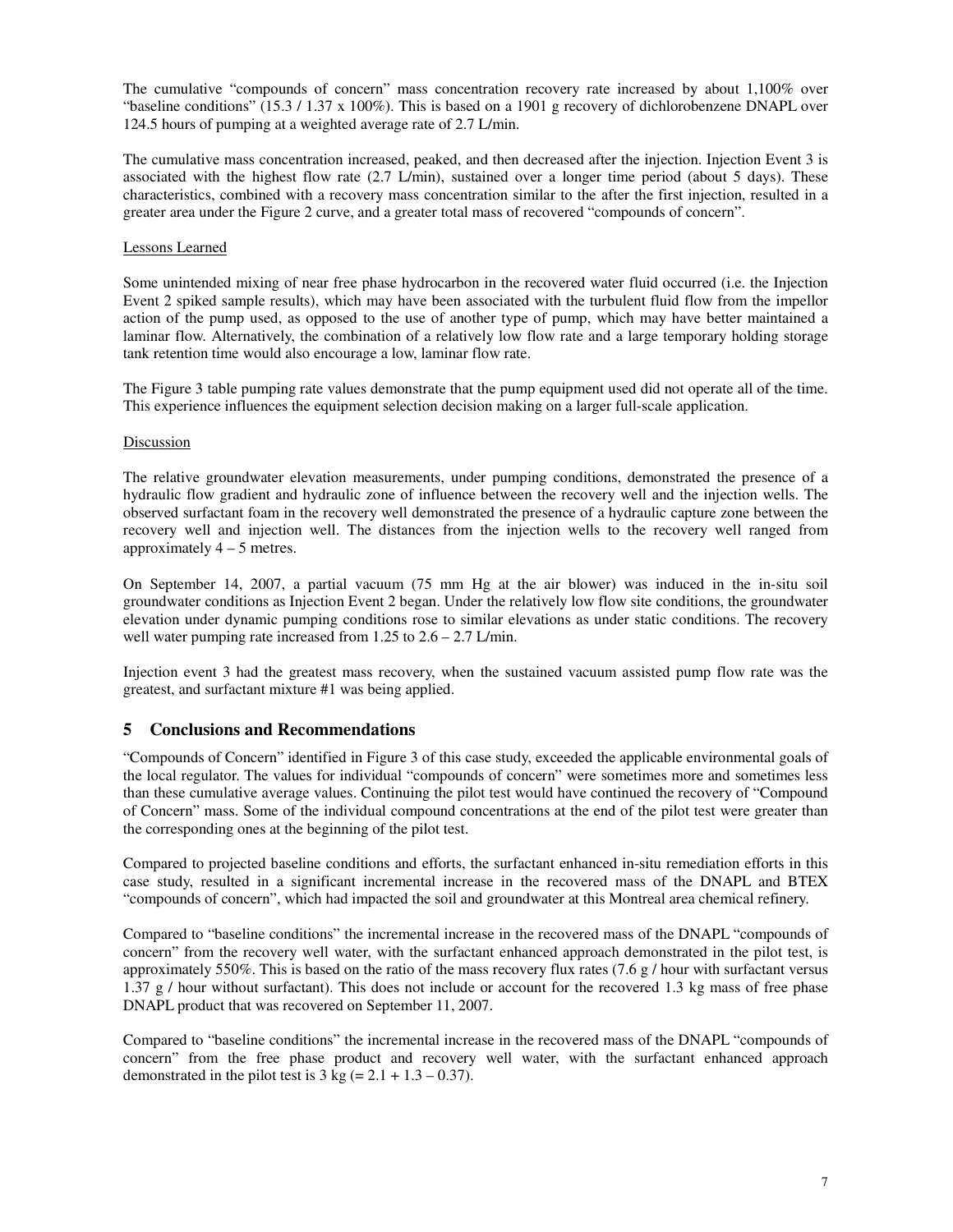The cumulative "compounds of concern" mass concentration recovery rate increased by about 1,100% over "baseline conditions" (15.3 / 1.37 x 100%). This is based on a 1901 g recovery of dichlorobenzene DNAPL over 124.5 hours of pumping at a weighted average rate of 2.7 L/min.

The cumulative mass concentration increased, peaked, and then decreased after the injection. Injection Event 3 is associated with the highest flow rate (2.7 L/min), sustained over a longer time period (about 5 days). These characteristics, combined with a recovery mass concentration similar to the after the first injection, resulted in a greater area under the Figure 2 curve, and a greater total mass of recovered "compounds of concern".

Lessons Learned

Some unintended mixing of near free phase hydrocarbon in the recovered water fluid occurred (i.e. the Injection Event 2 spiked sample results), which may have been associated with the turbulent fluid flow from the impellor action of the pump used, as opposed to the use of another type of pump, which may have better maintained a laminar flow. Alternatively, the combination of a relatively low flow rate and a large temporary holding storage tank retention time would also encourage a low, laminar flow rate.

The Figure 3 table pumping rate values demonstrate that the pump equipment used did not operate all of the time. This experience influences the equipment selection decision making on a larger full-scale application.

Discussion

The relative groundwater elevation measurements, under pumping conditions, demonstrated the presence of a hydraulic flow gradient and hydraulic zone of influence between the recovery well and the injection wells. The observed surfactant foam in the recovery well demonstrated the presence of a hydraulic capture zone between the recovery well and injection well. The distances from the injection wells to the recovery well ranged from approximately 4 – 5 metres.

On September 14, 2007, a partial vacuum (75 mm Hg at the air blower) was induced in the in-situ soil groundwater conditions as Injection Event 2 began. Under the relatively low flow site conditions, the groundwater elevation under dynamic pumping conditions rose to similar elevations as under static conditions. The recovery well water pumping rate increased from 1.25 to 2.6 – 2.7 L/min.

Injection event 3 had the greatest mass recovery, when the sustained vacuum assisted pump flow rate was the greatest, and surfactant mixture #1 was being applied.

## 5 Conclusions and Recommendations

"Compounds of Concern" identified in Figure 3 of this case study, exceeded the applicable environmental goals of the local regulator. The values for individual "compounds of concern" were sometimes more and sometimes less than these cumulative average values. Continuing the pilot test would have continued the recovery of "Compound of Concern" mass. Some of the individual compound concentrations at the end of the pilot test were greater than the corresponding ones at the beginning of the pilot test.

Compared to projected baseline conditions and efforts, the surfactant enhanced in-situ remediation efforts in this case study, resulted in a significant incremental increase in the recovered mass of the DNAPL and BTEX "compounds of concern", which had impacted the soil and groundwater at this Montreal area chemical refinery.

Compared to "baseline conditions" the incremental increase in the recovered mass of the DNAPL "compounds of concern" from the recovery well water, with the surfactant enhanced approach demonstrated in the pilot test, is approximately 550%. This is based on the ratio of the mass recovery flux rates (7.6 g / hour with surfactant versus 1.37 g / hour without surfactant). This does not include or account for the recovered 1.3 kg mass of free phase DNAPL product that was recovered on September 11, 2007.

Compared to "baseline conditions" the incremental increase in the recovered mass of the DNAPL "compounds of concern" from the free phase product and recovery well water, with the surfactant enhanced approach demonstrated in the pilot test is 3 kg (= 2.1 + 1.3 – 0.37).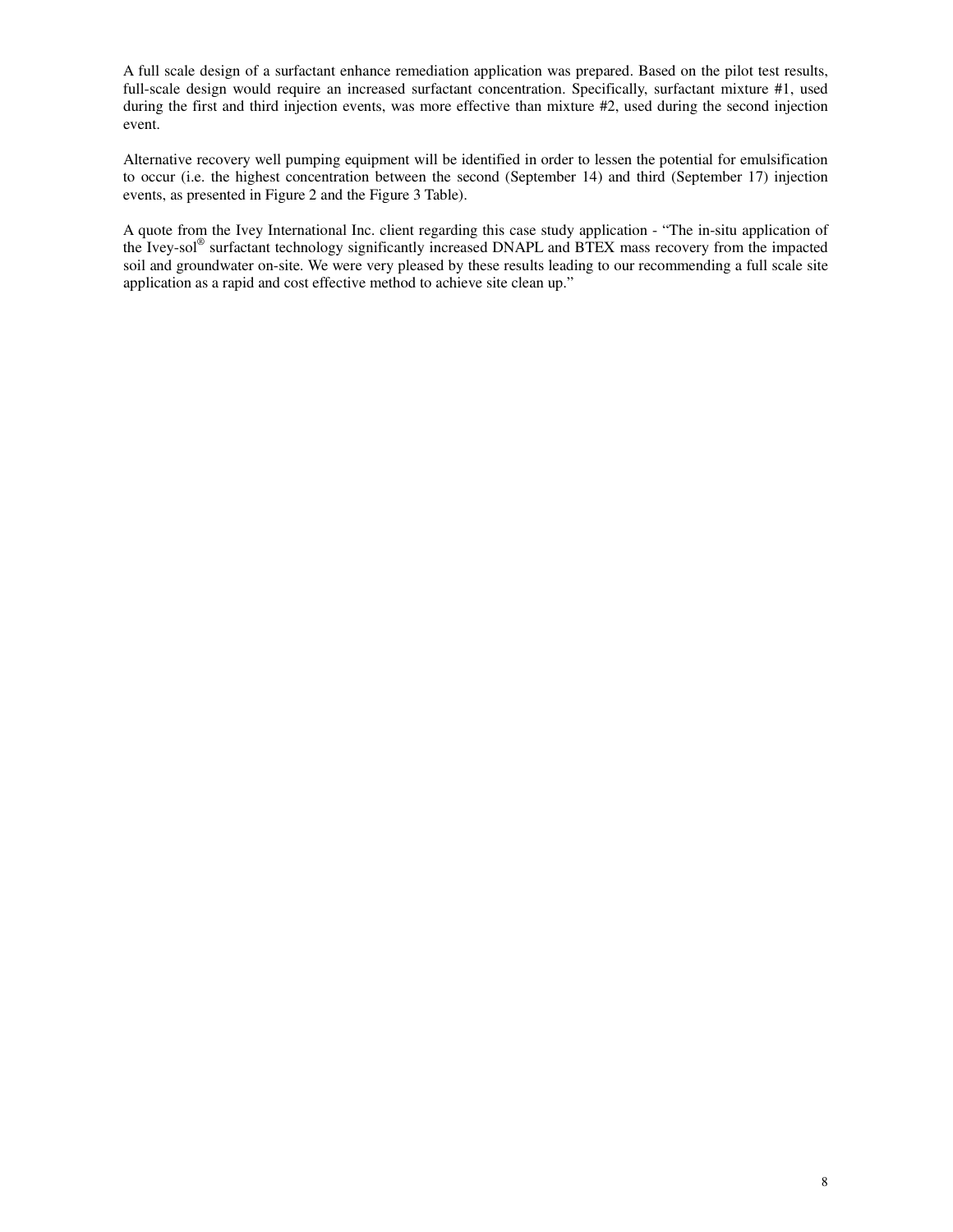A full scale design of a surfactant enhance remediation application was prepared. Based on the pilot test results, full-scale design would require an increased surfactant concentration. Specifically, surfactant mixture #1, used during the first and third injection events, was more effective than mixture #2, used during the second injection event.

Alternative recovery well pumping equipment will be identified in order to lessen the potential for emulsification to occur (i.e. the highest concentration between the second (September 14) and third (September 17) injection events, as presented in Figure 2 and the Figure 3 Table).

A quote from the Ivey International Inc. client regarding this case study application - "The in-situ application of the Ivey-sol® surfactant technology significantly increased DNAPL and BTEX mass recovery from the impacted soil and groundwater on-site. We were very pleased by these results leading to our recommending a full scale site application as a rapid and cost effective method to achieve site clean up."